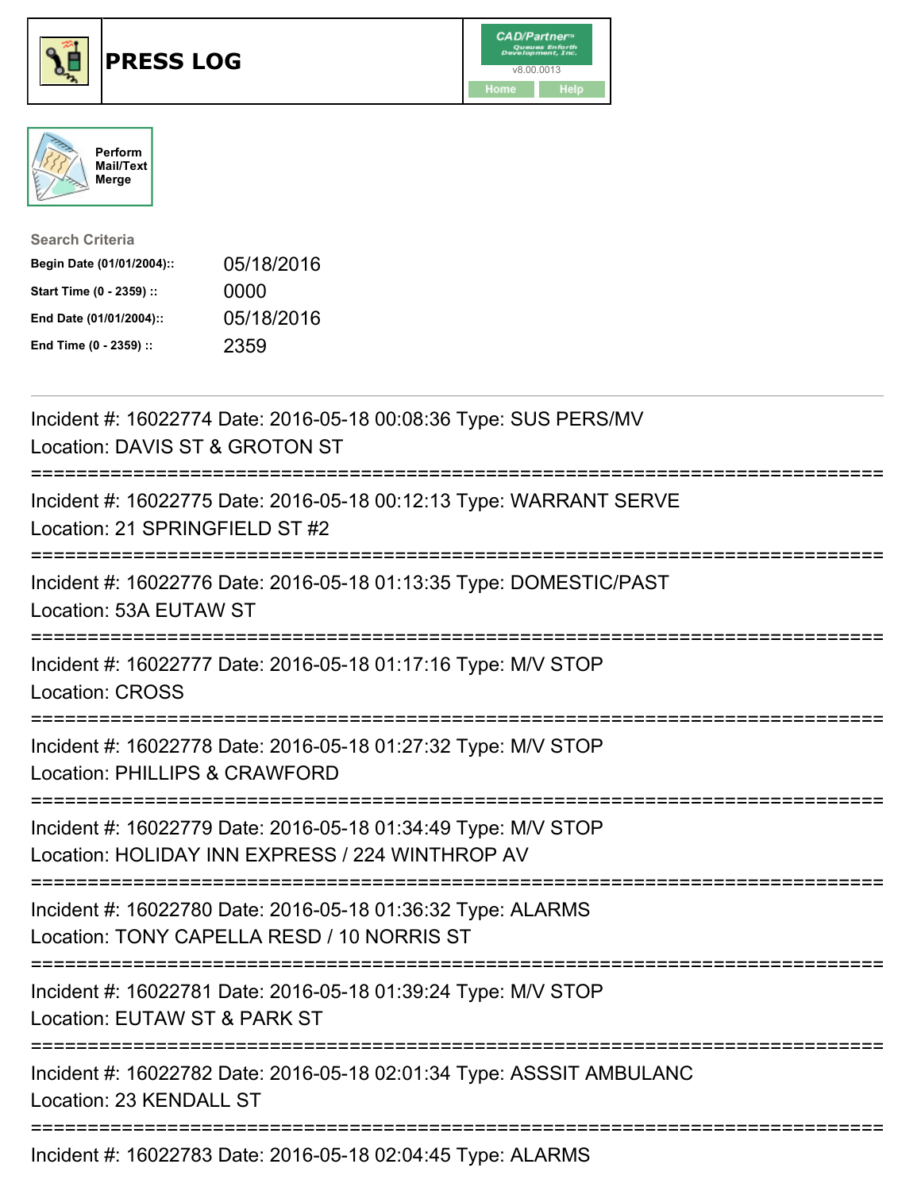# PRESS LOG

Perform Mail/Text Merge

**Search Criteria**

| | |
|---|---|
| **Begin Date (01/01/2004)::** | 05/18/2016 |
| **Start Time (0 - 2359) ::** | 0000 |
| **End Date (01/01/2004)::** | 05/18/2016 |
| **End Time (0 - 2359) ::** | 2359 |

Incident #: 16022774 Date: 2016-05-18 00:08:36 Type: SUS PERS/MV
Location: DAVIS ST & GROTON ST

===========================================================================

Incident #: 16022775 Date: 2016-05-18 00:12:13 Type: WARRANT SERVE
Location: 21 SPRINGFIELD ST #2

===========================================================================

Incident #: 16022776 Date: 2016-05-18 01:13:35 Type: DOMESTIC/PAST
Location: 53A EUTAW ST

===========================================================================

Incident #: 16022777 Date: 2016-05-18 01:17:16 Type: M/V STOP
Location: CROSS

===========================================================================

Incident #: 16022778 Date: 2016-05-18 01:27:32 Type: M/V STOP
Location: PHILLIPS & CRAWFORD

===========================================================================

Incident #: 16022779 Date: 2016-05-18 01:34:49 Type: M/V STOP
Location: HOLIDAY INN EXPRESS / 224 WINTHROP AV

===========================================================================

Incident #: 16022780 Date: 2016-05-18 01:36:32 Type: ALARMS
Location: TONY CAPELLA RESD / 10 NORRIS ST

===========================================================================

Incident #: 16022781 Date: 2016-05-18 01:39:24 Type: M/V STOP
Location: EUTAW ST & PARK ST

===========================================================================

Incident #: 16022782 Date: 2016-05-18 02:01:34 Type: ASSSIT AMBULANC
Location: 23 KENDALL ST

===========================================================================

Incident #: 16022783 Date: 2016-05-18 02:04:45 Type: ALARMS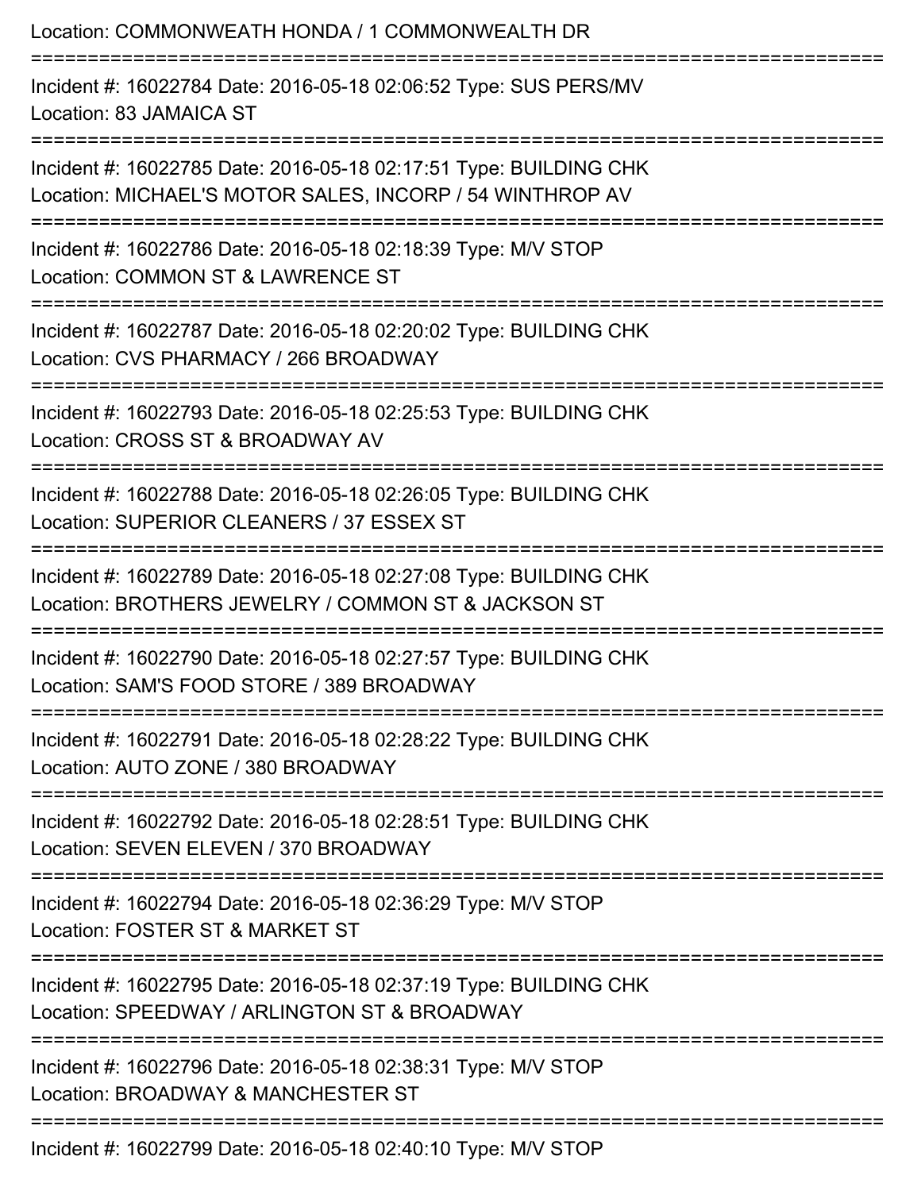Location: COMMONWEATH HONDA / 1 COMMONWEALTH DR

===========================================================================

Incident #: 16022784 Date: 2016-05-18 02:06:52 Type: SUS PERS/MV
Location: 83 JAMAICA ST

===========================================================================

Incident #: 16022785 Date: 2016-05-18 02:17:51 Type: BUILDING CHK
Location: MICHAEL'S MOTOR SALES, INCORP / 54 WINTHROP AV

===========================================================================

Incident #: 16022786 Date: 2016-05-18 02:18:39 Type: M/V STOP
Location: COMMON ST & LAWRENCE ST

===========================================================================

Incident #: 16022787 Date: 2016-05-18 02:20:02 Type: BUILDING CHK
Location: CVS PHARMACY / 266 BROADWAY

===========================================================================

Incident #: 16022793 Date: 2016-05-18 02:25:53 Type: BUILDING CHK
Location: CROSS ST & BROADWAY AV

===========================================================================

Incident #: 16022788 Date: 2016-05-18 02:26:05 Type: BUILDING CHK
Location: SUPERIOR CLEANERS / 37 ESSEX ST

===========================================================================

Incident #: 16022789 Date: 2016-05-18 02:27:08 Type: BUILDING CHK
Location: BROTHERS JEWELRY / COMMON ST & JACKSON ST

===========================================================================

Incident #: 16022790 Date: 2016-05-18 02:27:57 Type: BUILDING CHK
Location: SAM'S FOOD STORE / 389 BROADWAY

===========================================================================

Incident #: 16022791 Date: 2016-05-18 02:28:22 Type: BUILDING CHK
Location: AUTO ZONE / 380 BROADWAY

===========================================================================

Incident #: 16022792 Date: 2016-05-18 02:28:51 Type: BUILDING CHK
Location: SEVEN ELEVEN / 370 BROADWAY

===========================================================================

Incident #: 16022794 Date: 2016-05-18 02:36:29 Type: M/V STOP
Location: FOSTER ST & MARKET ST

===========================================================================

Incident #: 16022795 Date: 2016-05-18 02:37:19 Type: BUILDING CHK
Location: SPEEDWAY / ARLINGTON ST & BROADWAY

===========================================================================

Incident #: 16022796 Date: 2016-05-18 02:38:31 Type: M/V STOP
Location: BROADWAY & MANCHESTER ST

===========================================================================

Incident #: 16022799 Date: 2016-05-18 02:40:10 Type: M/V STOP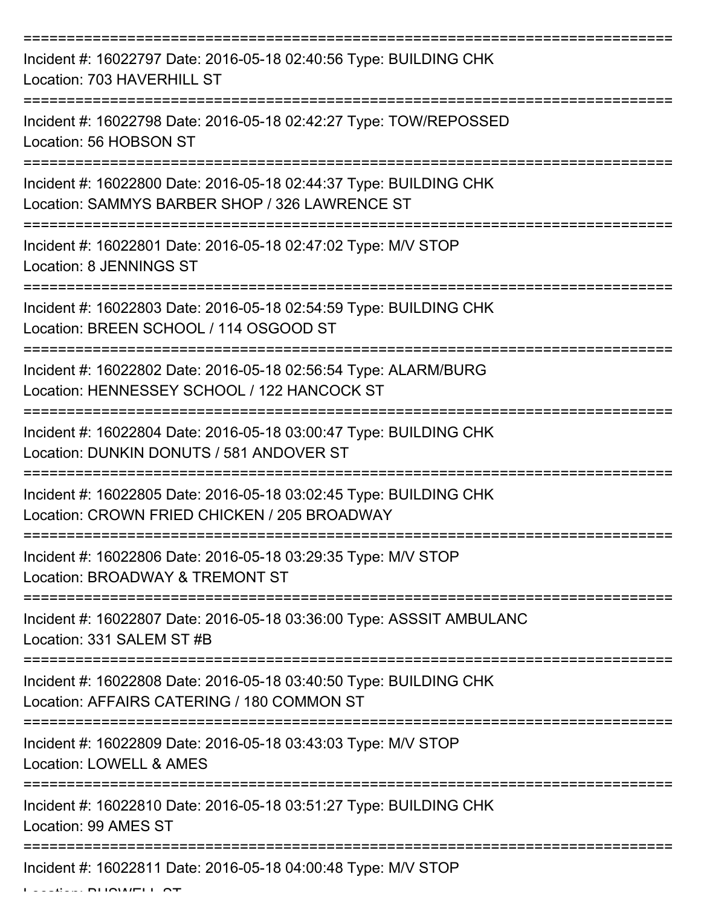Incident #: 16022797 Date: 2016-05-18 02:40:56 Type: BUILDING CHK
Location: 703 HAVERHILL ST

Incident #: 16022798 Date: 2016-05-18 02:42:27 Type: TOW/REPOSSED
Location: 56 HOBSON ST

Incident #: 16022800 Date: 2016-05-18 02:44:37 Type: BUILDING CHK
Location: SAMMYS BARBER SHOP / 326 LAWRENCE ST

Incident #: 16022801 Date: 2016-05-18 02:47:02 Type: M/V STOP
Location: 8 JENNINGS ST

Incident #: 16022803 Date: 2016-05-18 02:54:59 Type: BUILDING CHK
Location: BREEN SCHOOL / 114 OSGOOD ST

Incident #: 16022802 Date: 2016-05-18 02:56:54 Type: ALARM/BURG
Location: HENNESSEY SCHOOL / 122 HANCOCK ST

Incident #: 16022804 Date: 2016-05-18 03:00:47 Type: BUILDING CHK
Location: DUNKIN DONUTS / 581 ANDOVER ST

Incident #: 16022805 Date: 2016-05-18 03:02:45 Type: BUILDING CHK
Location: CROWN FRIED CHICKEN / 205 BROADWAY

Incident #: 16022806 Date: 2016-05-18 03:29:35 Type: M/V STOP
Location: BROADWAY & TREMONT ST

Incident #: 16022807 Date: 2016-05-18 03:36:00 Type: ASSSIT AMBULANC
Location: 331 SALEM ST #B

Incident #: 16022808 Date: 2016-05-18 03:40:50 Type: BUILDING CHK
Location: AFFAIRS CATERING / 180 COMMON ST

Incident #: 16022809 Date: 2016-05-18 03:43:03 Type: M/V STOP
Location: LOWELL & AMES

Incident #: 16022810 Date: 2016-05-18 03:51:27 Type: BUILDING CHK
Location: 99 AMES ST

Incident #: 16022811 Date: 2016-05-18 04:00:48 Type: M/V STOP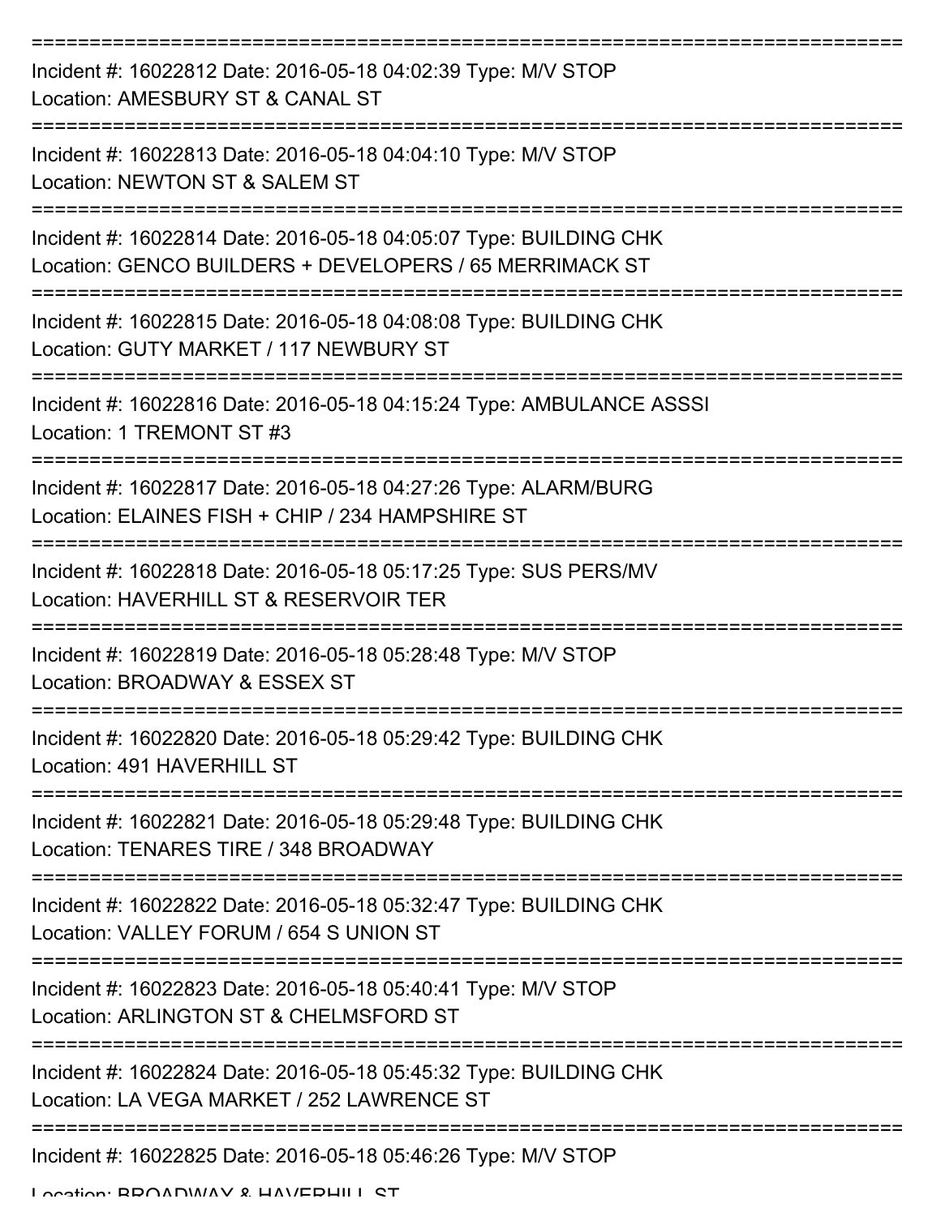===========================================================================

Incident #: 16022812 Date: 2016-05-18 04:02:39 Type: M/V STOP
Location: AMESBURY ST & CANAL ST

===========================================================================

Incident #: 16022813 Date: 2016-05-18 04:04:10 Type: M/V STOP
Location: NEWTON ST & SALEM ST

===========================================================================

Incident #: 16022814 Date: 2016-05-18 04:05:07 Type: BUILDING CHK
Location: GENCO BUILDERS + DEVELOPERS / 65 MERRIMACK ST

===========================================================================

Incident #: 16022815 Date: 2016-05-18 04:08:08 Type: BUILDING CHK
Location: GUTY MARKET / 117 NEWBURY ST

===========================================================================

Incident #: 16022816 Date: 2016-05-18 04:15:24 Type: AMBULANCE ASSSI
Location: 1 TREMONT ST #3

===========================================================================

Incident #: 16022817 Date: 2016-05-18 04:27:26 Type: ALARM/BURG
Location: ELAINES FISH + CHIP / 234 HAMPSHIRE ST

===========================================================================

Incident #: 16022818 Date: 2016-05-18 05:17:25 Type: SUS PERS/MV
Location: HAVERHILL ST & RESERVOIR TER

===========================================================================

Incident #: 16022819 Date: 2016-05-18 05:28:48 Type: M/V STOP
Location: BROADWAY & ESSEX ST

===========================================================================

Incident #: 16022820 Date: 2016-05-18 05:29:42 Type: BUILDING CHK
Location: 491 HAVERHILL ST

===========================================================================

Incident #: 16022821 Date: 2016-05-18 05:29:48 Type: BUILDING CHK
Location: TENARES TIRE / 348 BROADWAY

===========================================================================

Incident #: 16022822 Date: 2016-05-18 05:32:47 Type: BUILDING CHK
Location: VALLEY FORUM / 654 S UNION ST

===========================================================================

Incident #: 16022823 Date: 2016-05-18 05:40:41 Type: M/V STOP
Location: ARLINGTON ST & CHELMSFORD ST

===========================================================================

Incident #: 16022824 Date: 2016-05-18 05:45:32 Type: BUILDING CHK
Location: LA VEGA MARKET / 252 LAWRENCE ST

===========================================================================

Incident #: 16022825 Date: 2016-05-18 05:46:26 Type: M/V STOP
Location: BROADWAY & HAVERHILL ST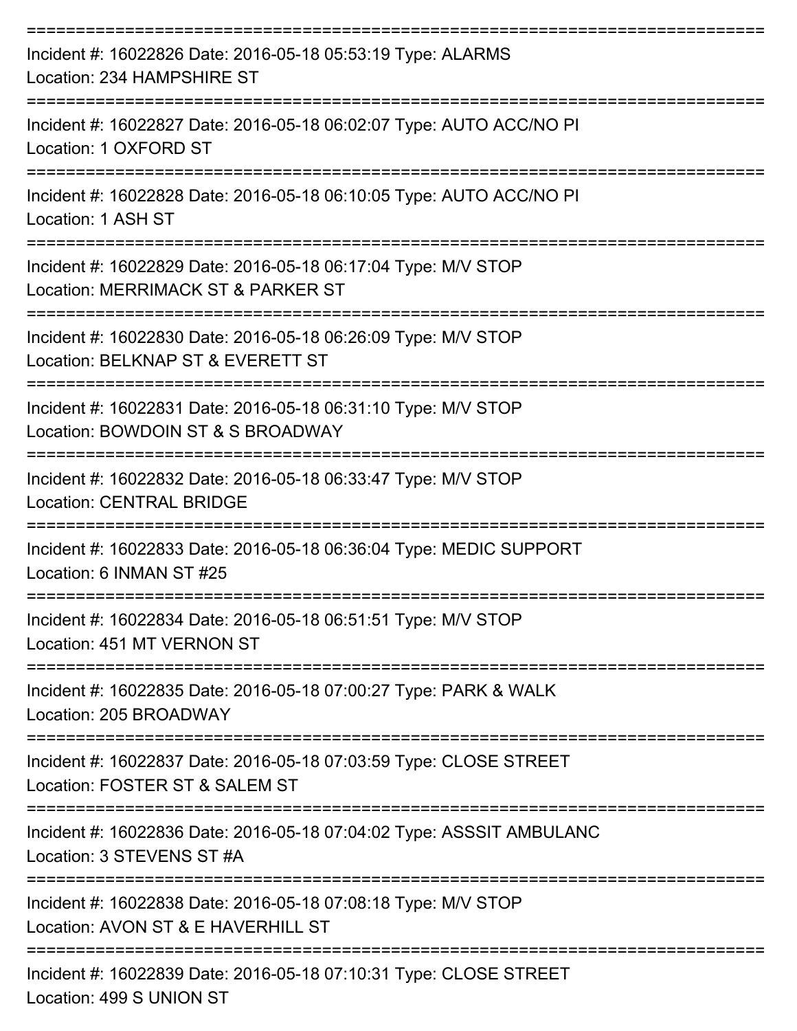===========================================================================

Incident #: 16022826 Date: 2016-05-18 05:53:19 Type: ALARMS

Location: 234 HAMPSHIRE ST

===========================================================================

Incident #: 16022827 Date: 2016-05-18 06:02:07 Type: AUTO ACC/NO PI

Location: 1 OXFORD ST

===========================================================================

Incident #: 16022828 Date: 2016-05-18 06:10:05 Type: AUTO ACC/NO PI

Location: 1 ASH ST

===========================================================================

Incident #: 16022829 Date: 2016-05-18 06:17:04 Type: M/V STOP

Location: MERRIMACK ST & PARKER ST

===========================================================================

Incident #: 16022830 Date: 2016-05-18 06:26:09 Type: M/V STOP

Location: BELKNAP ST & EVERETT ST

===========================================================================

Incident #: 16022831 Date: 2016-05-18 06:31:10 Type: M/V STOP

Location: BOWDOIN ST & S BROADWAY

===========================================================================

Incident #: 16022832 Date: 2016-05-18 06:33:47 Type: M/V STOP

Location: CENTRAL BRIDGE

===========================================================================

Incident #: 16022833 Date: 2016-05-18 06:36:04 Type: MEDIC SUPPORT

Location: 6 INMAN ST #25

===========================================================================

Incident #: 16022834 Date: 2016-05-18 06:51:51 Type: M/V STOP

Location: 451 MT VERNON ST

===========================================================================

Incident #: 16022835 Date: 2016-05-18 07:00:27 Type: PARK & WALK

Location: 205 BROADWAY

===========================================================================

Incident #: 16022837 Date: 2016-05-18 07:03:59 Type: CLOSE STREET

Location: FOSTER ST & SALEM ST

===========================================================================

Incident #: 16022836 Date: 2016-05-18 07:04:02 Type: ASSSIT AMBULANC

Location: 3 STEVENS ST #A

===========================================================================

Incident #: 16022838 Date: 2016-05-18 07:08:18 Type: M/V STOP

Location: AVON ST & E HAVERHILL ST

===========================================================================

Incident #: 16022839 Date: 2016-05-18 07:10:31 Type: CLOSE STREET

Location: 499 S UNION ST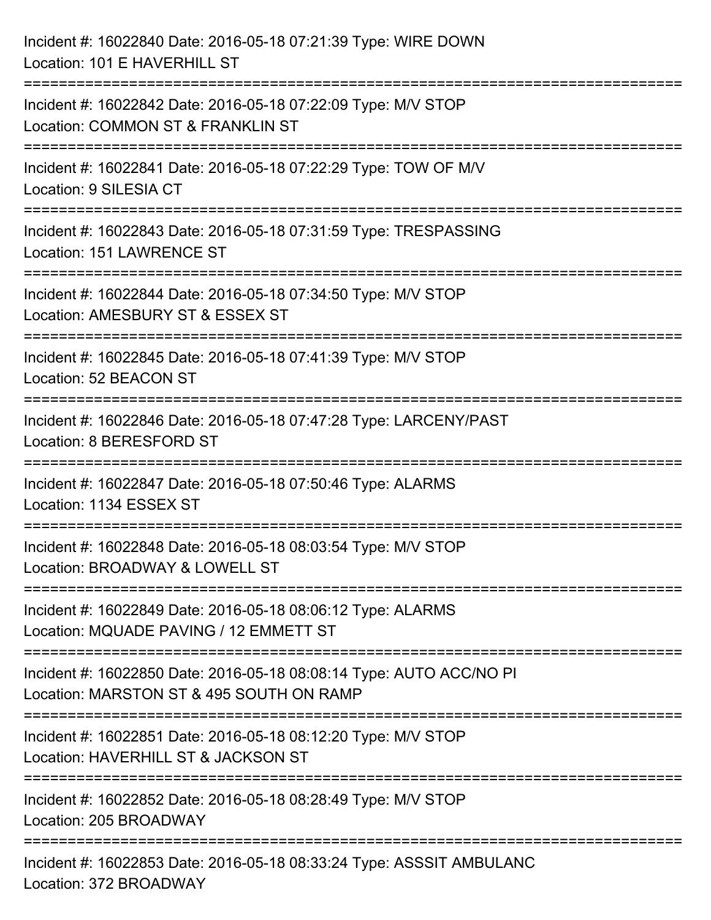Incident #: 16022840 Date: 2016-05-18 07:21:39 Type: WIRE DOWN
Location: 101 E HAVERHILL ST

===========================================================================

Incident #: 16022842 Date: 2016-05-18 07:22:09 Type: M/V STOP
Location: COMMON ST & FRANKLIN ST

===========================================================================

Incident #: 16022841 Date: 2016-05-18 07:22:29 Type: TOW OF M/V
Location: 9 SILESIA CT

===========================================================================

Incident #: 16022843 Date: 2016-05-18 07:31:59 Type: TRESPASSING
Location: 151 LAWRENCE ST

===========================================================================

Incident #: 16022844 Date: 2016-05-18 07:34:50 Type: M/V STOP
Location: AMESBURY ST & ESSEX ST

===========================================================================

Incident #: 16022845 Date: 2016-05-18 07:41:39 Type: M/V STOP
Location: 52 BEACON ST

===========================================================================

Incident #: 16022846 Date: 2016-05-18 07:47:28 Type: LARCENY/PAST
Location: 8 BERESFORD ST

===========================================================================

Incident #: 16022847 Date: 2016-05-18 07:50:46 Type: ALARMS
Location: 1134 ESSEX ST

===========================================================================

Incident #: 16022848 Date: 2016-05-18 08:03:54 Type: M/V STOP
Location: BROADWAY & LOWELL ST

===========================================================================

Incident #: 16022849 Date: 2016-05-18 08:06:12 Type: ALARMS
Location: MQUADE PAVING / 12 EMMETT ST

===========================================================================

Incident #: 16022850 Date: 2016-05-18 08:08:14 Type: AUTO ACC/NO PI
Location: MARSTON ST & 495 SOUTH ON RAMP

===========================================================================

Incident #: 16022851 Date: 2016-05-18 08:12:20 Type: M/V STOP
Location: HAVERHILL ST & JACKSON ST

===========================================================================

Incident #: 16022852 Date: 2016-05-18 08:28:49 Type: M/V STOP
Location: 205 BROADWAY

===========================================================================

Incident #: 16022853 Date: 2016-05-18 08:33:24 Type: ASSSIT AMBULANC
Location: 372 BROADWAY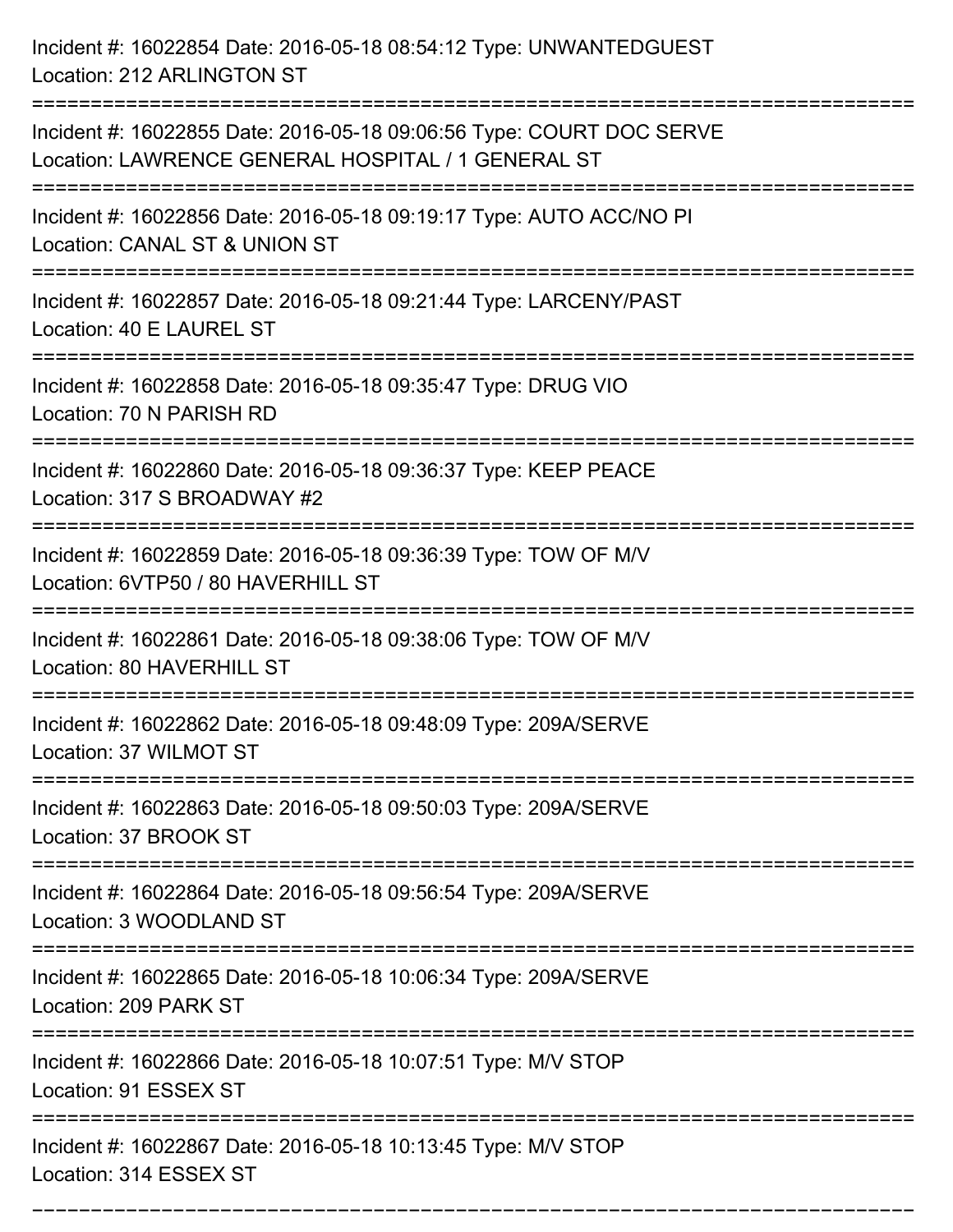Incident #: 16022854 Date: 2016-05-18 08:54:12 Type: UNWANTEDGUEST
Location: 212 ARLINGTON ST

===========================================================================

Incident #: 16022855 Date: 2016-05-18 09:06:56 Type: COURT DOC SERVE
Location: LAWRENCE GENERAL HOSPITAL / 1 GENERAL ST

===========================================================================

Incident #: 16022856 Date: 2016-05-18 09:19:17 Type: AUTO ACC/NO PI
Location: CANAL ST & UNION ST

===========================================================================

Incident #: 16022857 Date: 2016-05-18 09:21:44 Type: LARCENY/PAST
Location: 40 E LAUREL ST

===========================================================================

Incident #: 16022858 Date: 2016-05-18 09:35:47 Type: DRUG VIO
Location: 70 N PARISH RD

===========================================================================

Incident #: 16022860 Date: 2016-05-18 09:36:37 Type: KEEP PEACE
Location: 317 S BROADWAY #2

===========================================================================

Incident #: 16022859 Date: 2016-05-18 09:36:39 Type: TOW OF M/V
Location: 6VTP50 / 80 HAVERHILL ST

===========================================================================

Incident #: 16022861 Date: 2016-05-18 09:38:06 Type: TOW OF M/V
Location: 80 HAVERHILL ST

===========================================================================

Incident #: 16022862 Date: 2016-05-18 09:48:09 Type: 209A/SERVE
Location: 37 WILMOT ST

===========================================================================

Incident #: 16022863 Date: 2016-05-18 09:50:03 Type: 209A/SERVE
Location: 37 BROOK ST

===========================================================================

Incident #: 16022864 Date: 2016-05-18 09:56:54 Type: 209A/SERVE
Location: 3 WOODLAND ST

===========================================================================

Incident #: 16022865 Date: 2016-05-18 10:06:34 Type: 209A/SERVE
Location: 209 PARK ST

===========================================================================

Incident #: 16022866 Date: 2016-05-18 10:07:51 Type: M/V STOP
Location: 91 ESSEX ST

===========================================================================

Incident #: 16022867 Date: 2016-05-18 10:13:45 Type: M/V STOP
Location: 314 ESSEX ST

===========================================================================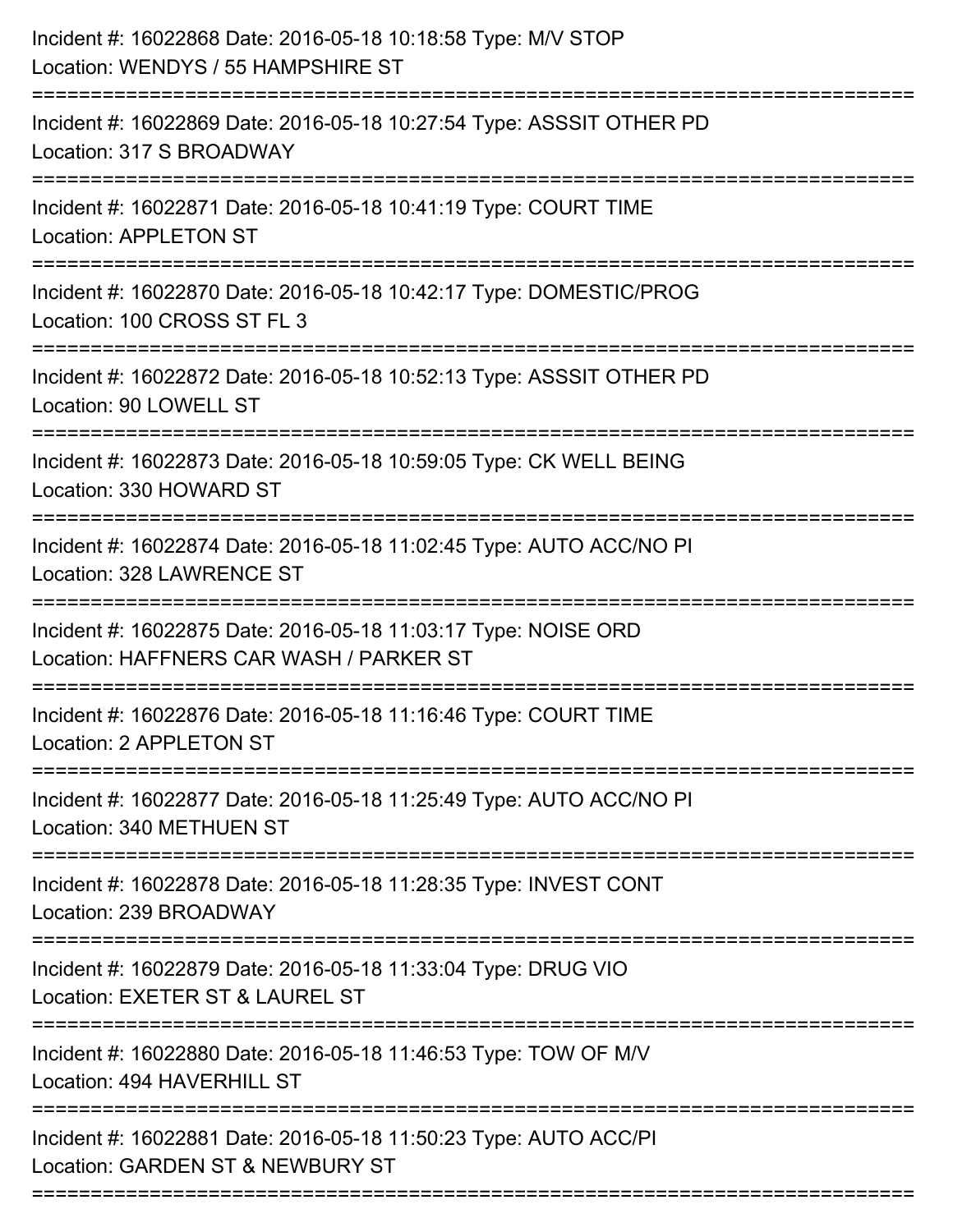Incident #: 16022868 Date: 2016-05-18 10:18:58 Type: M/V STOP
Location: WENDYS / 55 HAMPSHIRE ST

===========================================================================

Incident #: 16022869 Date: 2016-05-18 10:27:54 Type: ASSSIT OTHER PD
Location: 317 S BROADWAY

===========================================================================

Incident #: 16022871 Date: 2016-05-18 10:41:19 Type: COURT TIME
Location: APPLETON ST

===========================================================================

Incident #: 16022870 Date: 2016-05-18 10:42:17 Type: DOMESTIC/PROG
Location: 100 CROSS ST FL 3

===========================================================================

Incident #: 16022872 Date: 2016-05-18 10:52:13 Type: ASSSIT OTHER PD
Location: 90 LOWELL ST

===========================================================================

Incident #: 16022873 Date: 2016-05-18 10:59:05 Type: CK WELL BEING
Location: 330 HOWARD ST

===========================================================================

Incident #: 16022874 Date: 2016-05-18 11:02:45 Type: AUTO ACC/NO PI
Location: 328 LAWRENCE ST

===========================================================================

Incident #: 16022875 Date: 2016-05-18 11:03:17 Type: NOISE ORD
Location: HAFFNERS CAR WASH / PARKER ST

===========================================================================

Incident #: 16022876 Date: 2016-05-18 11:16:46 Type: COURT TIME
Location: 2 APPLETON ST

===========================================================================

Incident #: 16022877 Date: 2016-05-18 11:25:49 Type: AUTO ACC/NO PI
Location: 340 METHUEN ST

===========================================================================

Incident #: 16022878 Date: 2016-05-18 11:28:35 Type: INVEST CONT
Location: 239 BROADWAY

===========================================================================

Incident #: 16022879 Date: 2016-05-18 11:33:04 Type: DRUG VIO
Location: EXETER ST & LAUREL ST

===========================================================================

Incident #: 16022880 Date: 2016-05-18 11:46:53 Type: TOW OF M/V
Location: 494 HAVERHILL ST

===========================================================================

Incident #: 16022881 Date: 2016-05-18 11:50:23 Type: AUTO ACC/PI
Location: GARDEN ST & NEWBURY ST

===========================================================================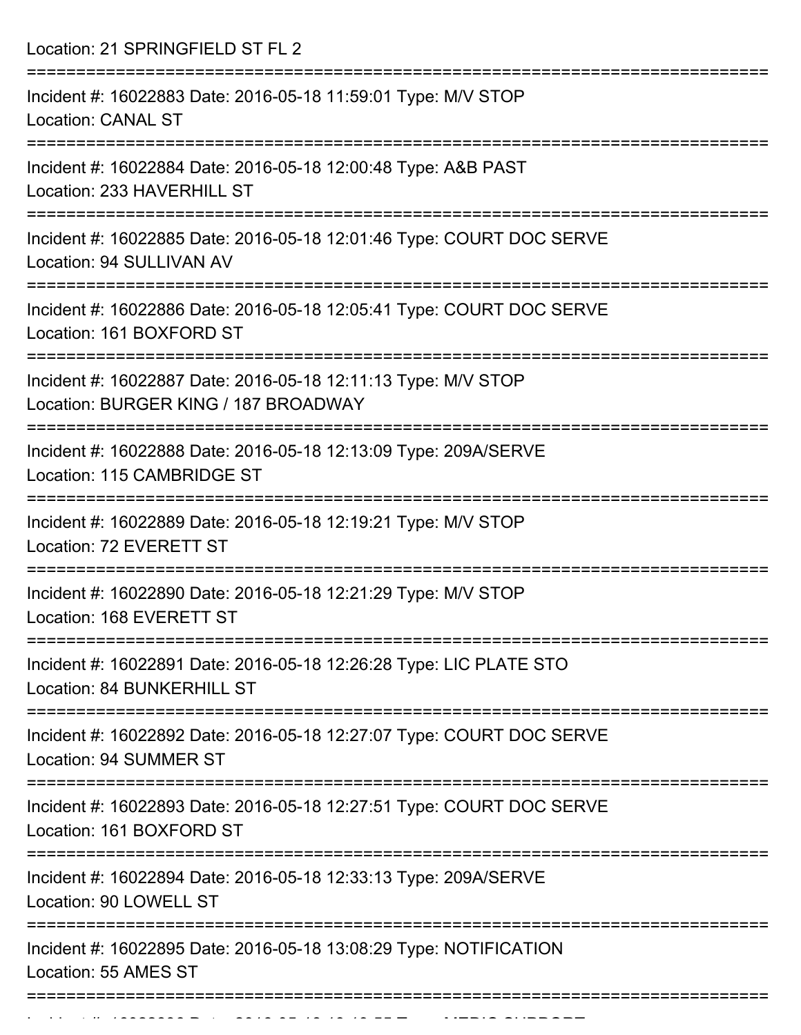Location: 21 SPRINGFIELD ST FL 2

===========================================================================

Incident #: 16022883 Date: 2016-05-18 11:59:01 Type: M/V STOP
Location: CANAL ST

===========================================================================

Incident #: 16022884 Date: 2016-05-18 12:00:48 Type: A&B PAST
Location: 233 HAVERHILL ST

===========================================================================

Incident #: 16022885 Date: 2016-05-18 12:01:46 Type: COURT DOC SERVE
Location: 94 SULLIVAN AV

===========================================================================

Incident #: 16022886 Date: 2016-05-18 12:05:41 Type: COURT DOC SERVE
Location: 161 BOXFORD ST

===========================================================================

Incident #: 16022887 Date: 2016-05-18 12:11:13 Type: M/V STOP
Location: BURGER KING / 187 BROADWAY

===========================================================================

Incident #: 16022888 Date: 2016-05-18 12:13:09 Type: 209A/SERVE
Location: 115 CAMBRIDGE ST

===========================================================================

Incident #: 16022889 Date: 2016-05-18 12:19:21 Type: M/V STOP
Location: 72 EVERETT ST

===========================================================================

Incident #: 16022890 Date: 2016-05-18 12:21:29 Type: M/V STOP
Location: 168 EVERETT ST

===========================================================================

Incident #: 16022891 Date: 2016-05-18 12:26:28 Type: LIC PLATE STO
Location: 84 BUNKERHILL ST

===========================================================================

Incident #: 16022892 Date: 2016-05-18 12:27:07 Type: COURT DOC SERVE
Location: 94 SUMMER ST

===========================================================================

Incident #: 16022893 Date: 2016-05-18 12:27:51 Type: COURT DOC SERVE
Location: 161 BOXFORD ST

===========================================================================

Incident #: 16022894 Date: 2016-05-18 12:33:13 Type: 209A/SERVE
Location: 90 LOWELL ST

===========================================================================

Incident #: 16022895 Date: 2016-05-18 13:08:29 Type: NOTIFICATION
Location: 55 AMES ST

===========================================================================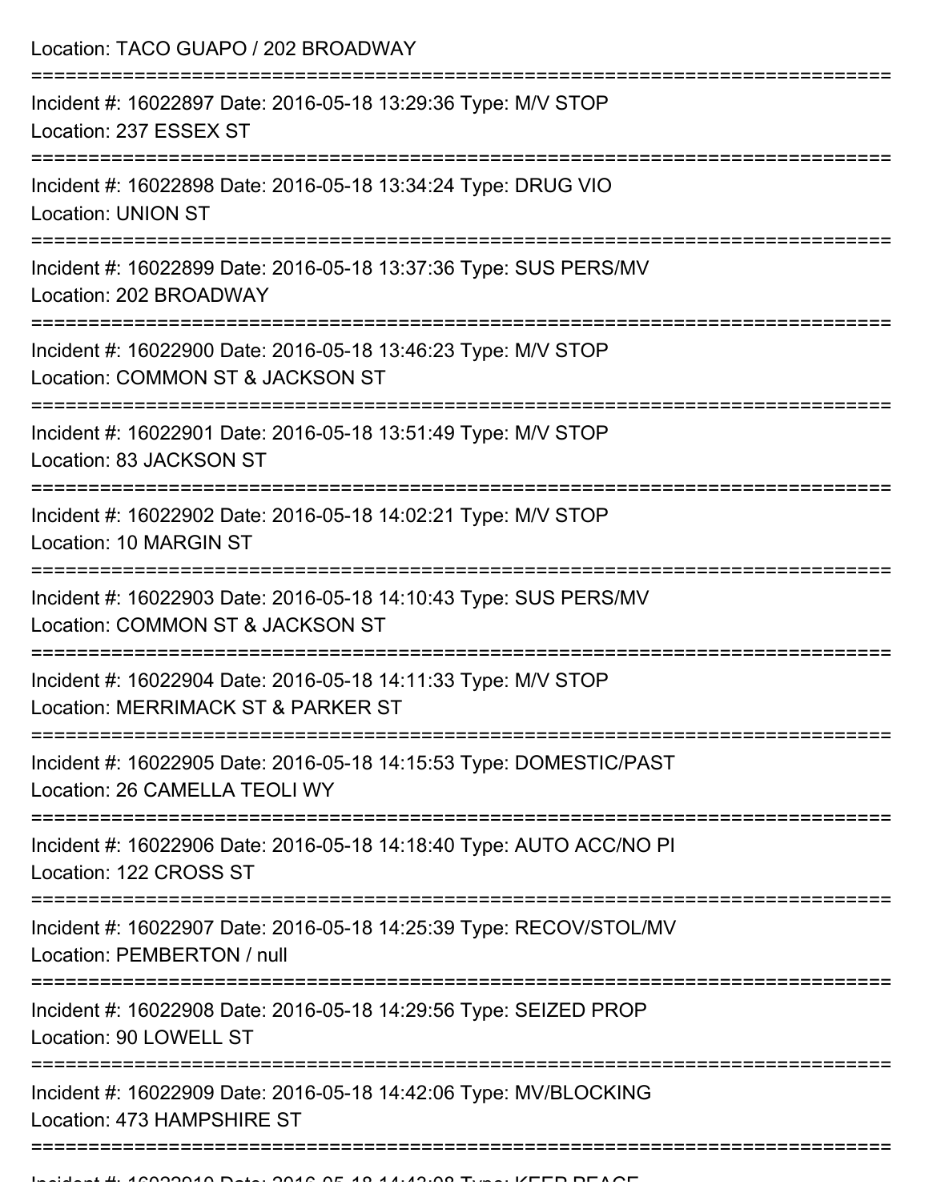Location: TACO GUAPO / 202 BROADWAY

===========================================================================

Incident #: 16022897 Date: 2016-05-18 13:29:36 Type: M/V STOP

Location: 237 ESSEX ST

===========================================================================

Incident #: 16022898 Date: 2016-05-18 13:34:24 Type: DRUG VIO

Location: UNION ST

===========================================================================

Incident #: 16022899 Date: 2016-05-18 13:37:36 Type: SUS PERS/MV

Location: 202 BROADWAY

===========================================================================

Incident #: 16022900 Date: 2016-05-18 13:46:23 Type: M/V STOP

Location: COMMON ST & JACKSON ST

===========================================================================

Incident #: 16022901 Date: 2016-05-18 13:51:49 Type: M/V STOP

Location: 83 JACKSON ST

===========================================================================

Incident #: 16022902 Date: 2016-05-18 14:02:21 Type: M/V STOP

Location: 10 MARGIN ST

===========================================================================

Incident #: 16022903 Date: 2016-05-18 14:10:43 Type: SUS PERS/MV

Location: COMMON ST & JACKSON ST

===========================================================================

Incident #: 16022904 Date: 2016-05-18 14:11:33 Type: M/V STOP

Location: MERRIMACK ST & PARKER ST

===========================================================================

Incident #: 16022905 Date: 2016-05-18 14:15:53 Type: DOMESTIC/PAST

Location: 26 CAMELLA TEOLI WY

===========================================================================

Incident #: 16022906 Date: 2016-05-18 14:18:40 Type: AUTO ACC/NO PI

Location: 122 CROSS ST

===========================================================================

Incident #: 16022907 Date: 2016-05-18 14:25:39 Type: RECOV/STOL/MV

Location: PEMBERTON / null

===========================================================================

Incident #: 16022908 Date: 2016-05-18 14:29:56 Type: SEIZED PROP

Location: 90 LOWELL ST

===========================================================================

Incident #: 16022909 Date: 2016-05-18 14:42:06 Type: MV/BLOCKING

Location: 473 HAMPSHIRE ST

===========================================================================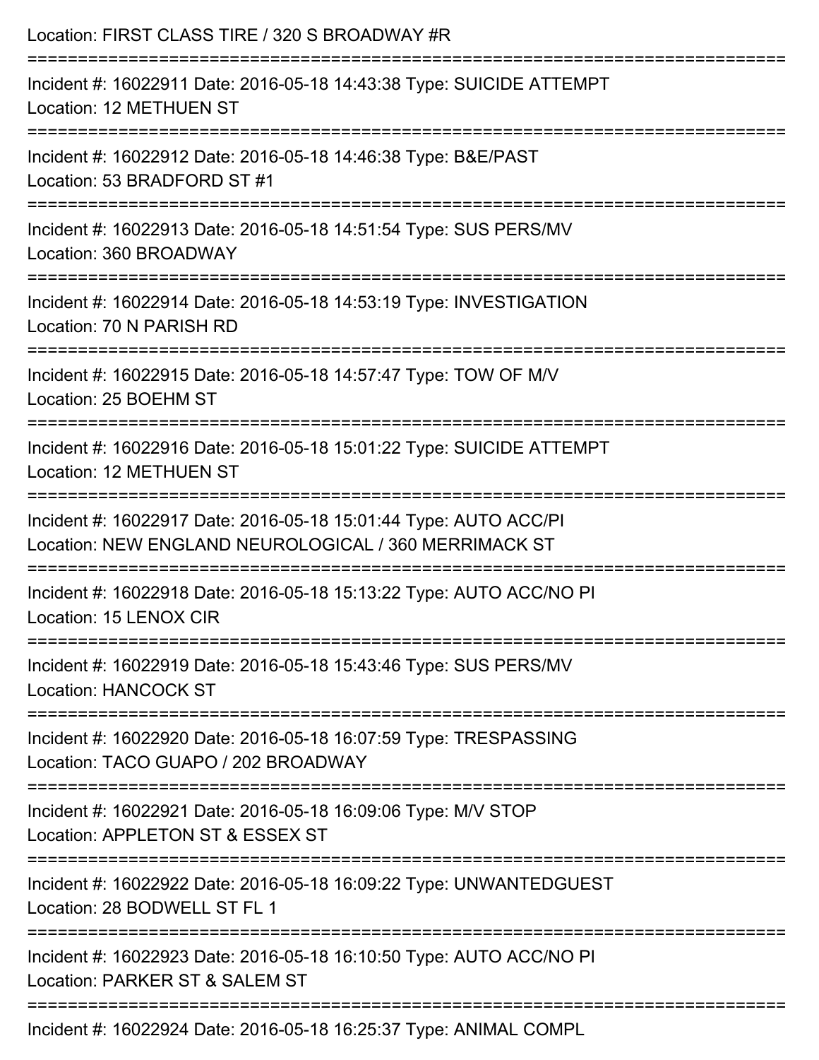Location: FIRST CLASS TIRE / 320 S BROADWAY #R

===========================================================================

Incident #: 16022911 Date: 2016-05-18 14:43:38 Type: SUICIDE ATTEMPT
Location: 12 METHUEN ST

===========================================================================

Incident #: 16022912 Date: 2016-05-18 14:46:38 Type: B&E/PAST
Location: 53 BRADFORD ST #1

===========================================================================

Incident #: 16022913 Date: 2016-05-18 14:51:54 Type: SUS PERS/MV
Location: 360 BROADWAY

===========================================================================

Incident #: 16022914 Date: 2016-05-18 14:53:19 Type: INVESTIGATION
Location: 70 N PARISH RD

===========================================================================

Incident #: 16022915 Date: 2016-05-18 14:57:47 Type: TOW OF M/V
Location: 25 BOEHM ST

===========================================================================

Incident #: 16022916 Date: 2016-05-18 15:01:22 Type: SUICIDE ATTEMPT
Location: 12 METHUEN ST

===========================================================================

Incident #: 16022917 Date: 2016-05-18 15:01:44 Type: AUTO ACC/PI
Location: NEW ENGLAND NEUROLOGICAL / 360 MERRIMACK ST

===========================================================================

Incident #: 16022918 Date: 2016-05-18 15:13:22 Type: AUTO ACC/NO PI
Location: 15 LENOX CIR

===========================================================================

Incident #: 16022919 Date: 2016-05-18 15:43:46 Type: SUS PERS/MV
Location: HANCOCK ST

===========================================================================

Incident #: 16022920 Date: 2016-05-18 16:07:59 Type: TRESPASSING
Location: TACO GUAPO / 202 BROADWAY

===========================================================================

Incident #: 16022921 Date: 2016-05-18 16:09:06 Type: M/V STOP
Location: APPLETON ST & ESSEX ST

===========================================================================

Incident #: 16022922 Date: 2016-05-18 16:09:22 Type: UNWANTEDGUEST
Location: 28 BODWELL ST FL 1

===========================================================================

Incident #: 16022923 Date: 2016-05-18 16:10:50 Type: AUTO ACC/NO PI
Location: PARKER ST & SALEM ST

===========================================================================

Incident #: 16022924 Date: 2016-05-18 16:25:37 Type: ANIMAL COMPL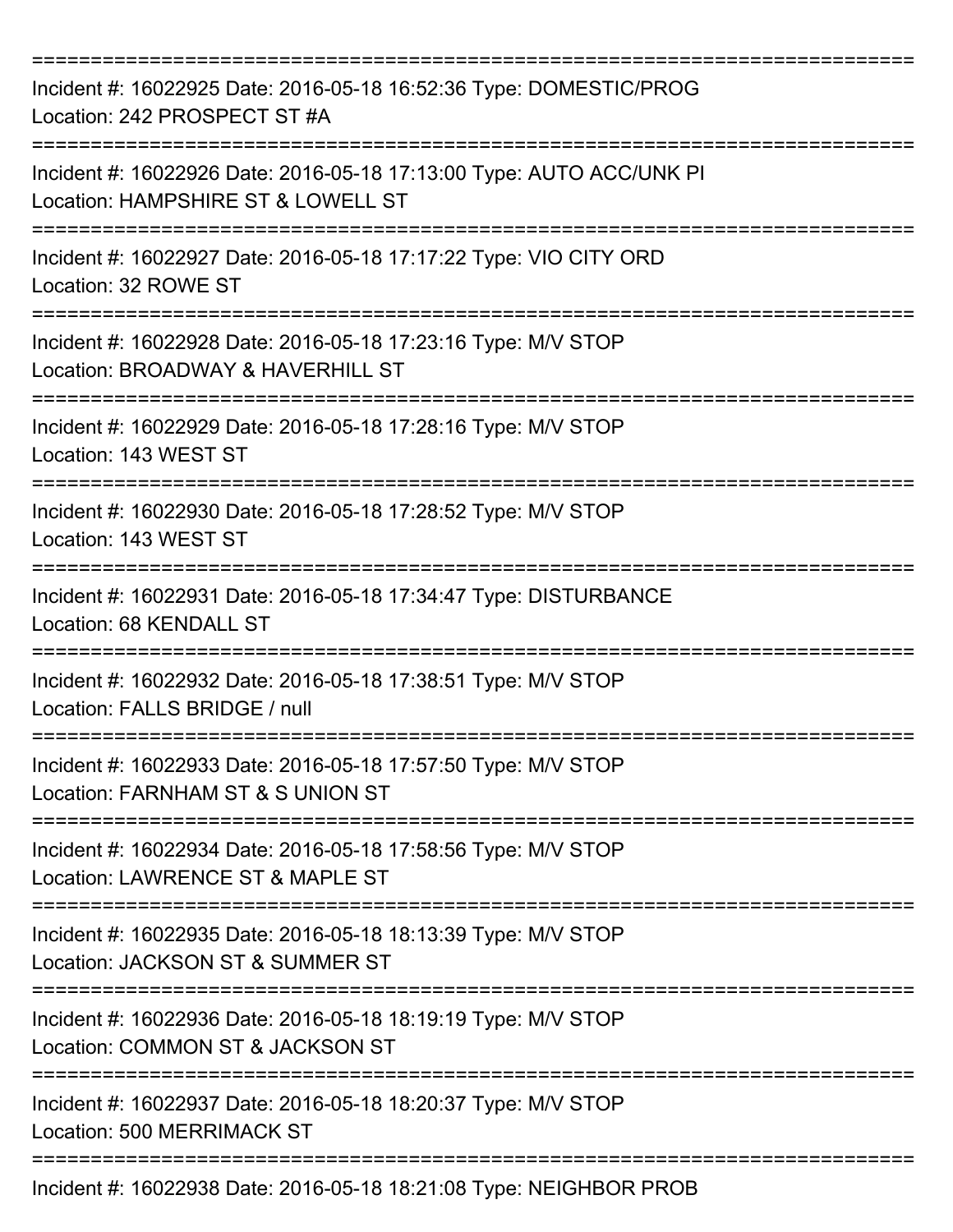===========================================================================
Incident #: 16022925 Date: 2016-05-18 16:52:36 Type: DOMESTIC/PROG
Location: 242 PROSPECT ST #A
===========================================================================
Incident #: 16022926 Date: 2016-05-18 17:13:00 Type: AUTO ACC/UNK PI
Location: HAMPSHIRE ST & LOWELL ST
===========================================================================
Incident #: 16022927 Date: 2016-05-18 17:17:22 Type: VIO CITY ORD
Location: 32 ROWE ST
===========================================================================
Incident #: 16022928 Date: 2016-05-18 17:23:16 Type: M/V STOP
Location: BROADWAY & HAVERHILL ST
===========================================================================
Incident #: 16022929 Date: 2016-05-18 17:28:16 Type: M/V STOP
Location: 143 WEST ST
===========================================================================
Incident #: 16022930 Date: 2016-05-18 17:28:52 Type: M/V STOP
Location: 143 WEST ST
===========================================================================
Incident #: 16022931 Date: 2016-05-18 17:34:47 Type: DISTURBANCE
Location: 68 KENDALL ST
===========================================================================
Incident #: 16022932 Date: 2016-05-18 17:38:51 Type: M/V STOP
Location: FALLS BRIDGE / null
===========================================================================
Incident #: 16022933 Date: 2016-05-18 17:57:50 Type: M/V STOP
Location: FARNHAM ST & S UNION ST
===========================================================================
Incident #: 16022934 Date: 2016-05-18 17:58:56 Type: M/V STOP
Location: LAWRENCE ST & MAPLE ST
===========================================================================
Incident #: 16022935 Date: 2016-05-18 18:13:39 Type: M/V STOP
Location: JACKSON ST & SUMMER ST
===========================================================================
Incident #: 16022936 Date: 2016-05-18 18:19:19 Type: M/V STOP
Location: COMMON ST & JACKSON ST
===========================================================================
Incident #: 16022937 Date: 2016-05-18 18:20:37 Type: M/V STOP
Location: 500 MERRIMACK ST
===========================================================================
Incident #: 16022938 Date: 2016-05-18 18:21:08 Type: NEIGHBOR PROB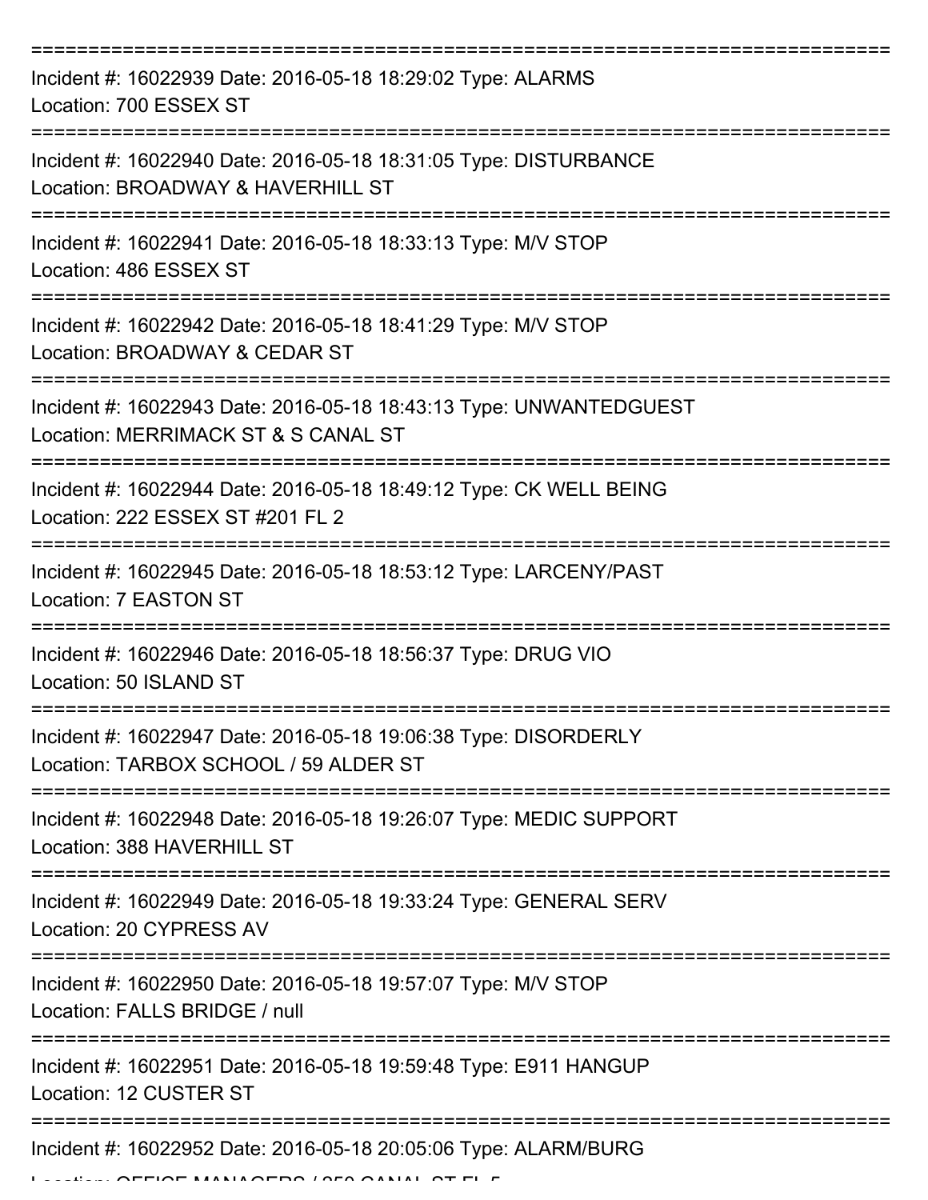===========================================================================

Incident #: 16022939 Date: 2016-05-18 18:29:02 Type: ALARMS

Location: 700 ESSEX ST

===========================================================================

Incident #: 16022940 Date: 2016-05-18 18:31:05 Type: DISTURBANCE

Location: BROADWAY & HAVERHILL ST

===========================================================================

Incident #: 16022941 Date: 2016-05-18 18:33:13 Type: M/V STOP

Location: 486 ESSEX ST

===========================================================================

Incident #: 16022942 Date: 2016-05-18 18:41:29 Type: M/V STOP

Location: BROADWAY & CEDAR ST

===========================================================================

Incident #: 16022943 Date: 2016-05-18 18:43:13 Type: UNWANTEDGUEST

Location: MERRIMACK ST & S CANAL ST

===========================================================================

Incident #: 16022944 Date: 2016-05-18 18:49:12 Type: CK WELL BEING

Location: 222 ESSEX ST #201 FL 2

===========================================================================

Incident #: 16022945 Date: 2016-05-18 18:53:12 Type: LARCENY/PAST

Location: 7 EASTON ST

===========================================================================

Incident #: 16022946 Date: 2016-05-18 18:56:37 Type: DRUG VIO

Location: 50 ISLAND ST

===========================================================================

Incident #: 16022947 Date: 2016-05-18 19:06:38 Type: DISORDERLY

Location: TARBOX SCHOOL / 59 ALDER ST

===========================================================================

Incident #: 16022948 Date: 2016-05-18 19:26:07 Type: MEDIC SUPPORT

Location: 388 HAVERHILL ST

===========================================================================

Incident #: 16022949 Date: 2016-05-18 19:33:24 Type: GENERAL SERV

Location: 20 CYPRESS AV

===========================================================================

Incident #: 16022950 Date: 2016-05-18 19:57:07 Type: M/V STOP

Location: FALLS BRIDGE / null

===========================================================================

Incident #: 16022951 Date: 2016-05-18 19:59:48 Type: E911 HANGUP

Location: 12 CUSTER ST

===========================================================================

Incident #: 16022952 Date: 2016-05-18 20:05:06 Type: ALARM/BURG

Location: OFFICE MANAGERS / 350 CANAL ST FL 5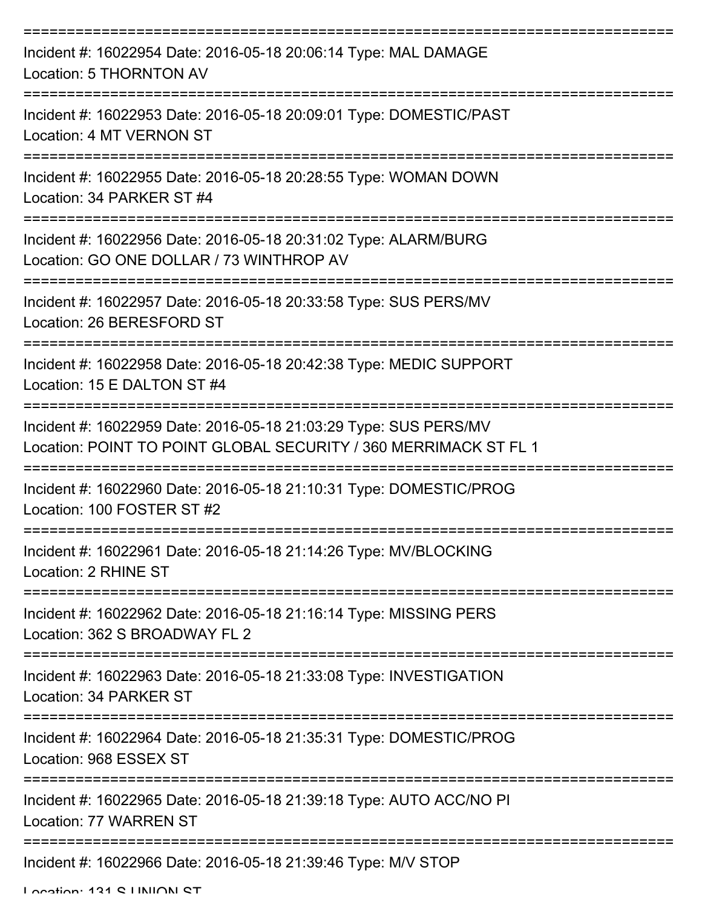===========================================================================

Incident #: 16022954 Date: 2016-05-18 20:06:14 Type: MAL DAMAGE
Location: 5 THORNTON AV

===========================================================================

Incident #: 16022953 Date: 2016-05-18 20:09:01 Type: DOMESTIC/PAST
Location: 4 MT VERNON ST

===========================================================================

Incident #: 16022955 Date: 2016-05-18 20:28:55 Type: WOMAN DOWN
Location: 34 PARKER ST #4

===========================================================================

Incident #: 16022956 Date: 2016-05-18 20:31:02 Type: ALARM/BURG
Location: GO ONE DOLLAR / 73 WINTHROP AV

===========================================================================

Incident #: 16022957 Date: 2016-05-18 20:33:58 Type: SUS PERS/MV
Location: 26 BERESFORD ST

===========================================================================

Incident #: 16022958 Date: 2016-05-18 20:42:38 Type: MEDIC SUPPORT
Location: 15 E DALTON ST #4

===========================================================================

Incident #: 16022959 Date: 2016-05-18 21:03:29 Type: SUS PERS/MV
Location: POINT TO POINT GLOBAL SECURITY / 360 MERRIMACK ST FL 1

===========================================================================

Incident #: 16022960 Date: 2016-05-18 21:10:31 Type: DOMESTIC/PROG
Location: 100 FOSTER ST #2

===========================================================================

Incident #: 16022961 Date: 2016-05-18 21:14:26 Type: MV/BLOCKING
Location: 2 RHINE ST

===========================================================================

Incident #: 16022962 Date: 2016-05-18 21:16:14 Type: MISSING PERS
Location: 362 S BROADWAY FL 2

===========================================================================

Incident #: 16022963 Date: 2016-05-18 21:33:08 Type: INVESTIGATION
Location: 34 PARKER ST

===========================================================================

Incident #: 16022964 Date: 2016-05-18 21:35:31 Type: DOMESTIC/PROG
Location: 968 ESSEX ST

===========================================================================

Incident #: 16022965 Date: 2016-05-18 21:39:18 Type: AUTO ACC/NO PI
Location: 77 WARREN ST

===========================================================================

Incident #: 16022966 Date: 2016-05-18 21:39:46 Type: M/V STOP
Location: 131 S UNION ST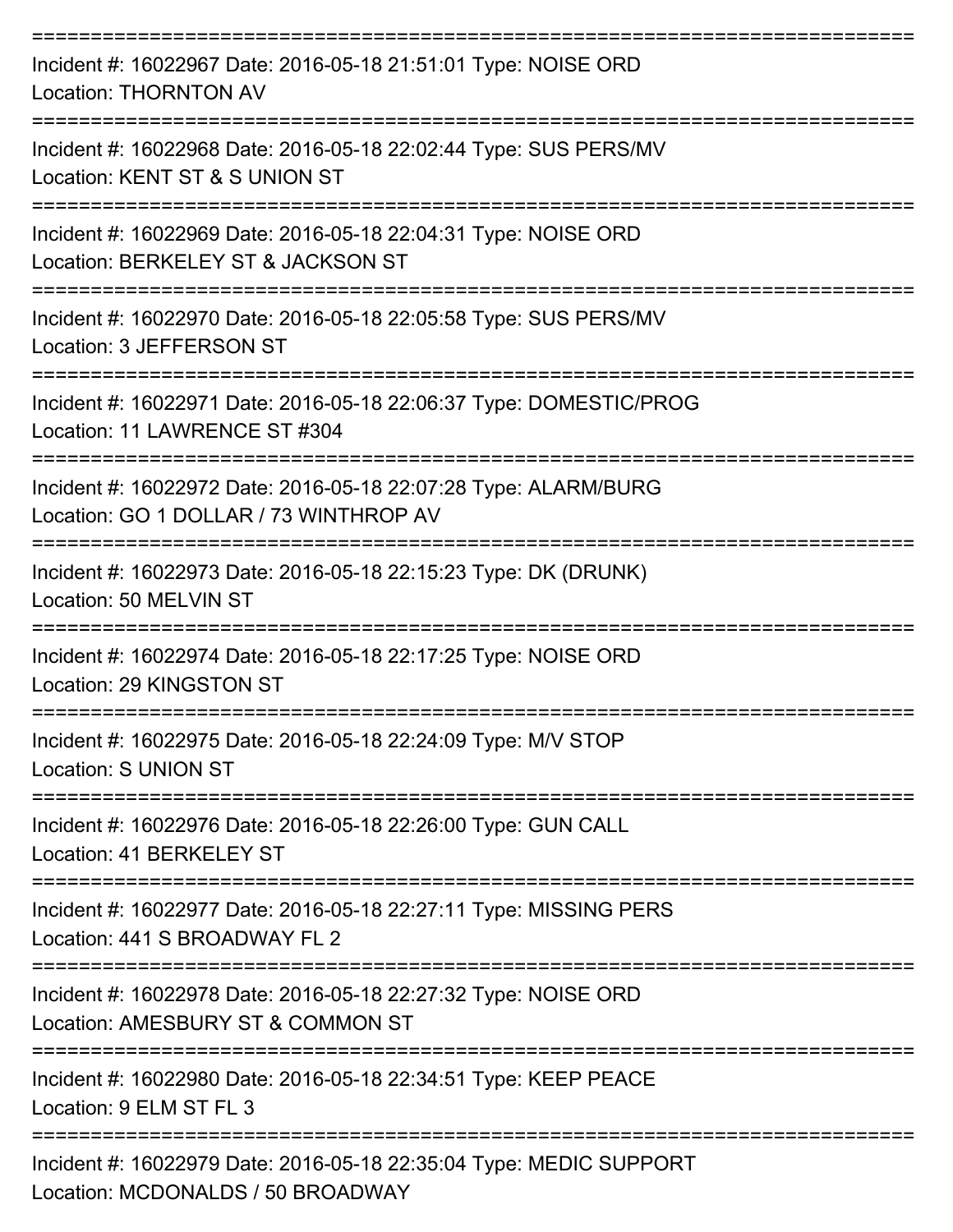===========================================================================
Incident #: 16022967 Date: 2016-05-18 21:51:01 Type: NOISE ORD
Location: THORNTON AV
===========================================================================
Incident #: 16022968 Date: 2016-05-18 22:02:44 Type: SUS PERS/MV
Location: KENT ST & S UNION ST
===========================================================================
Incident #: 16022969 Date: 2016-05-18 22:04:31 Type: NOISE ORD
Location: BERKELEY ST & JACKSON ST
===========================================================================
Incident #: 16022970 Date: 2016-05-18 22:05:58 Type: SUS PERS/MV
Location: 3 JEFFERSON ST
===========================================================================
Incident #: 16022971 Date: 2016-05-18 22:06:37 Type: DOMESTIC/PROG
Location: 11 LAWRENCE ST #304
===========================================================================
Incident #: 16022972 Date: 2016-05-18 22:07:28 Type: ALARM/BURG
Location: GO 1 DOLLAR / 73 WINTHROP AV
===========================================================================
Incident #: 16022973 Date: 2016-05-18 22:15:23 Type: DK (DRUNK)
Location: 50 MELVIN ST
===========================================================================
Incident #: 16022974 Date: 2016-05-18 22:17:25 Type: NOISE ORD
Location: 29 KINGSTON ST
===========================================================================
Incident #: 16022975 Date: 2016-05-18 22:24:09 Type: M/V STOP
Location: S UNION ST
===========================================================================
Incident #: 16022976 Date: 2016-05-18 22:26:00 Type: GUN CALL
Location: 41 BERKELEY ST
===========================================================================
Incident #: 16022977 Date: 2016-05-18 22:27:11 Type: MISSING PERS
Location: 441 S BROADWAY FL 2
===========================================================================
Incident #: 16022978 Date: 2016-05-18 22:27:32 Type: NOISE ORD
Location: AMESBURY ST & COMMON ST
===========================================================================
Incident #: 16022980 Date: 2016-05-18 22:34:51 Type: KEEP PEACE
Location: 9 ELM ST FL 3
===========================================================================
Incident #: 16022979 Date: 2016-05-18 22:35:04 Type: MEDIC SUPPORT
Location: MCDONALDS / 50 BROADWAY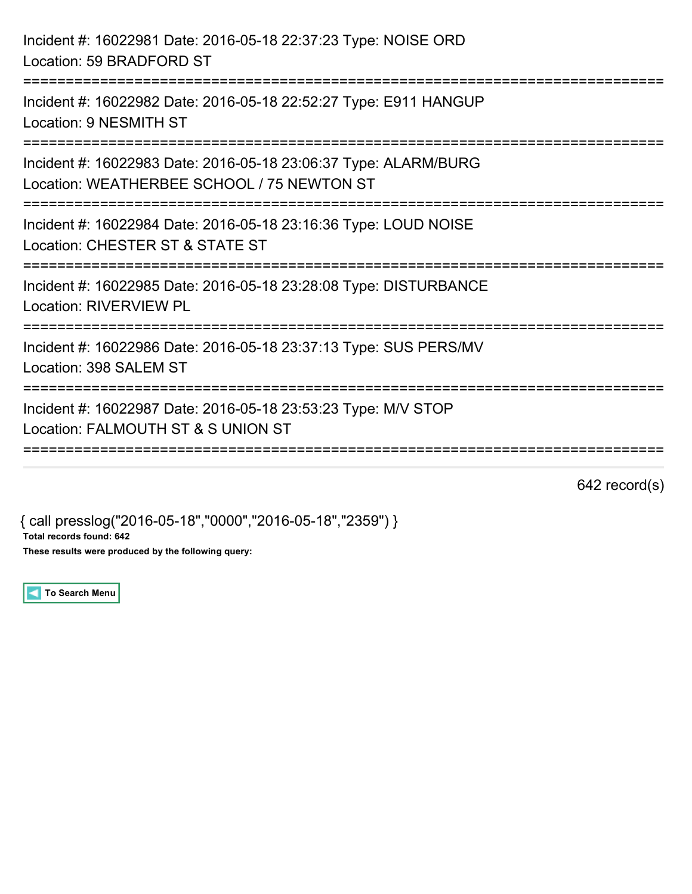Incident #: 16022981 Date: 2016-05-18 22:37:23 Type: NOISE ORD
Location: 59 BRADFORD ST

===========================================================================

Incident #: 16022982 Date: 2016-05-18 22:52:27 Type: E911 HANGUP
Location: 9 NESMITH ST

===========================================================================

Incident #: 16022983 Date: 2016-05-18 23:06:37 Type: ALARM/BURG
Location: WEATHERBEE SCHOOL / 75 NEWTON ST

===========================================================================

Incident #: 16022984 Date: 2016-05-18 23:16:36 Type: LOUD NOISE
Location: CHESTER ST & STATE ST

===========================================================================

Incident #: 16022985 Date: 2016-05-18 23:28:08 Type: DISTURBANCE
Location: RIVERVIEW PL

===========================================================================

Incident #: 16022986 Date: 2016-05-18 23:37:13 Type: SUS PERS/MV
Location: 398 SALEM ST

===========================================================================

Incident #: 16022987 Date: 2016-05-18 23:53:23 Type: M/V STOP
Location: FALMOUTH ST & S UNION ST

===========================================================================

642 record(s)

{ call presslog("2016-05-18","0000","2016-05-18","2359") }

**Total records found: 642**

**These results were produced by the following query:**

To Search Menu